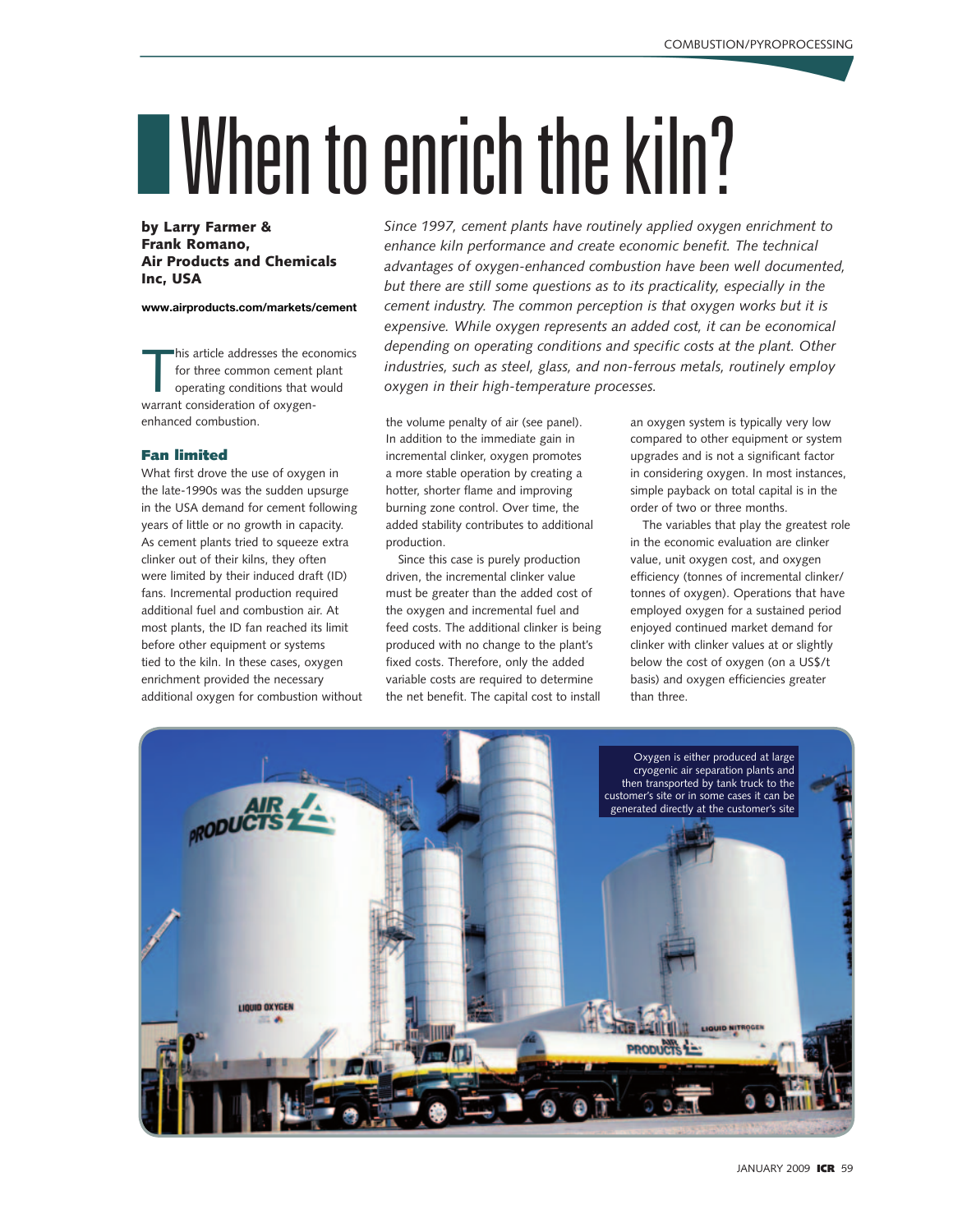# When to enrich the kiln?

**by Larry Farmer & Frank Romano, Air Products and Chemicals Inc, USA**

**www.airproducts.com/markets/cement**

*Since 1997, cement plants have routinely applied oxygen enrichment to enhance kiln performance and create economic benefit. The technical advantages of oxygen-enhanced combustion have been well documented, but there are still some questions as to its practicality, especially in the cement industry. The common perception is that oxygen works but it is expensive. While oxygen represents an added cost, it can be economical depending on operating conditions and specific costs at the plant. Other industries, such as steel, glass, and non-ferrous metals, routinely employ oxygen in their high-temperature processes.*

This article addresses the economics for three common cement plant operating conditions that would warrant consideration of oxygen-enhanced combustion.

## Fan limited

What first drove the use of oxygen in the late-1990s was the sudden upsurge in the USA demand for cement following years of little or no growth in capacity. As cement plants tried to squeeze extra clinker out of their kilns, they often were limited by their induced draft (ID) fans. Incremental production required additional fuel and combustion air. At most plants, the ID fan reached its limit before other equipment or systems tied to the kiln. In these cases, oxygen enrichment provided the necessary additional oxygen for combustion without the volume penalty of air (see panel). In addition to the immediate gain in incremental clinker, oxygen promotes a more stable operation by creating a hotter, shorter flame and improving burning zone control. Over time, the added stability contributes to additional production.

Since this case is purely production driven, the incremental clinker value must be greater than the added cost of the oxygen and incremental fuel and feed costs. The additional clinker is being produced with no change to the plant's fixed costs. Therefore, only the added variable costs are required to determine the net benefit. The capital cost to install an oxygen system is typically very low compared to other equipment or system upgrades and is not a significant factor in considering oxygen. In most instances, simple payback on total capital is in the order of two or three months.

The variables that play the greatest role in the economic evaluation are clinker value, unit oxygen cost, and oxygen efficiency (tonnes of incremental clinker/tonnes of oxygen). Operations that have employed oxygen for a sustained period enjoyed continued market demand for clinker with clinker values at or slightly below the cost of oxygen (on a US$/t basis) and oxygen efficiencies greater than three.

Oxygen is either produced at large cryogenic air separation plants and then transported by tank truck to the customer's site or in some cases it can be generated directly at the customer's site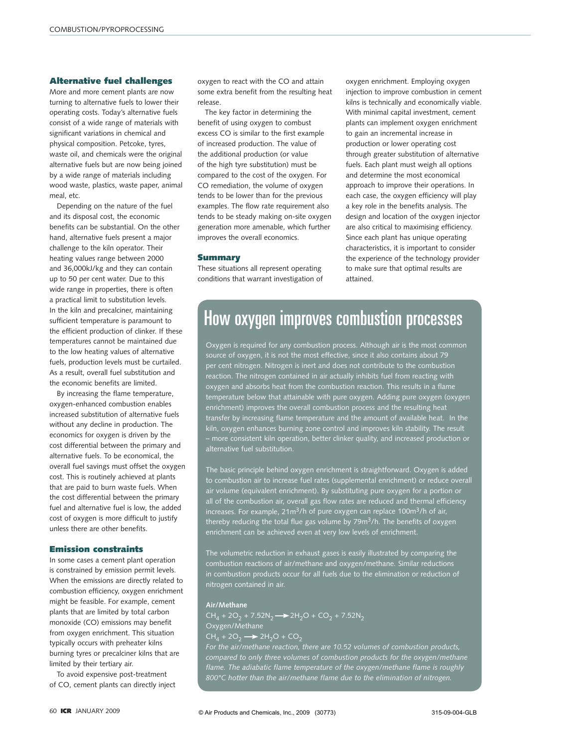## Alternative fuel challenges

More and more cement plants are now turning to alternative fuels to lower their operating costs. Today's alternative fuels consist of a wide range of materials with significant variations in chemical and physical composition. Petcoke, tyres, waste oil, and chemicals were the original alternative fuels but are now being joined by a wide range of materials including wood waste, plastics, waste paper, animal meal, etc.

Depending on the nature of the fuel and its disposal cost, the economic benefits can be substantial. On the other hand, alternative fuels present a major challenge to the kiln operator. Their heating values range between 2000 and 36,000kJ/kg and they can contain up to 50 per cent water. Due to this wide range in properties, there is often a practical limit to substitution levels. In the kiln and precalciner, maintaining sufficient temperature is paramount to the efficient production of clinker. If these temperatures cannot be maintained due to the low heating values of alternative fuels, production levels must be curtailed. As a result, overall fuel substitution and the economic benefits are limited.

By increasing the flame temperature, oxygen-enhanced combustion enables increased substitution of alternative fuels without any decline in production. The economics for oxygen is driven by the cost differential between the primary and alternative fuels. To be economical, the overall fuel savings must offset the oxygen cost. This is routinely achieved at plants that are paid to burn waste fuels. When the cost differential between the primary fuel and alternative fuel is low, the added cost of oxygen is more difficult to justify unless there are other benefits.

## Emission constraints

In some cases a cement plant operation is constrained by emission permit levels. When the emissions are directly related to combustion efficiency, oxygen enrichment might be feasible. For example, cement plants that are limited by total carbon monoxide (CO) emissions may benefit from oxygen enrichment. This situation typically occurs with preheater kilns burning tyres or precalciner kilns that are limited by their tertiary air.

To avoid expensive post-treatment of CO, cement plants can directly inject oxygen to react with the CO and attain some extra benefit from the resulting heat release.

The key factor in determining the benefit of using oxygen to combust excess CO is similar to the first example of increased production. The value of the additional production (or value of the high tyre substitution) must be compared to the cost of the oxygen. For CO remediation, the volume of oxygen tends to be lower than for the previous examples. The flow rate requirement also tends to be steady making on-site oxygen generation more amenable, which further improves the overall economics.

## Summary

These situations all represent operating conditions that warrant investigation of oxygen enrichment. Employing oxygen injection to improve combustion in cement kilns is technically and economically viable. With minimal capital investment, cement plants can implement oxygen enrichment to gain an incremental increase in production or lower operating cost through greater substitution of alternative fuels. Each plant must weigh all options and determine the most economical approach to improve their operations. In each case, the oxygen efficiency will play a key role in the benefits analysis. The design and location of the oxygen injector are also critical to maximising efficiency. Since each plant has unique operating characteristics, it is important to consider the experience of the technology provider to make sure that optimal results are attained.

# How oxygen improves combustion processes

Oxygen is required for any combustion process. Although air is the most common source of oxygen, it is not the most effective, since it also contains about 79 per cent nitrogen. Nitrogen is inert and does not contribute to the combustion reaction. The nitrogen contained in air actually inhibits fuel from reacting with oxygen and absorbs heat from the combustion reaction. This results in a flame temperature below that attainable with pure oxygen. Adding pure oxygen (oxygen enrichment) improves the overall combustion process and the resulting heat transfer by increasing flame temperature and the amount of available heat. In the kiln, oxygen enhances burning zone control and improves kiln stability. The result – more consistent kiln operation, better clinker quality, and increased production or alternative fuel substitution.

The basic principle behind oxygen enrichment is straightforward. Oxygen is added to combustion air to increase fuel rates (supplemental enrichment) or reduce overall air volume (equivalent enrichment). By substituting pure oxygen for a portion or all of the combustion air, overall gas flow rates are reduced and thermal efficiency increases. For example, $21m^3/h$ of pure oxygen can replace $100m^3/h$ of air, thereby reducing the total flue gas volume by $79m^3/h$. The benefits of oxygen enrichment can be achieved even at very low levels of enrichment.

The volumetric reduction in exhaust gases is easily illustrated by comparing the combustion reactions of air/methane and oxygen/methane. Similar reductions in combustion products occur for all fuels due to the elimination or reduction of nitrogen contained in air.

**Air/Methane**

$$CH_4 + 2O_2 + 7.52N_2 \rightarrow 2H_2O + CO_2 + 7.52N_2$$

Oxygen/Methane

$$CH_4 + 2O_2 \rightarrow 2H_2O + CO_2$$

*For the air/methane reaction, there are 10.52 volumes of combustion products, compared to only three volumes of combustion products for the oxygen/methane flame. The adiabatic flame temperature of the oxygen/methane flame is roughly 800°C hotter than the air/methane flame due to the elimination of nitrogen.*

© Air Products and Chemicals, Inc., 2009 (30773) 315-09-004-GLB